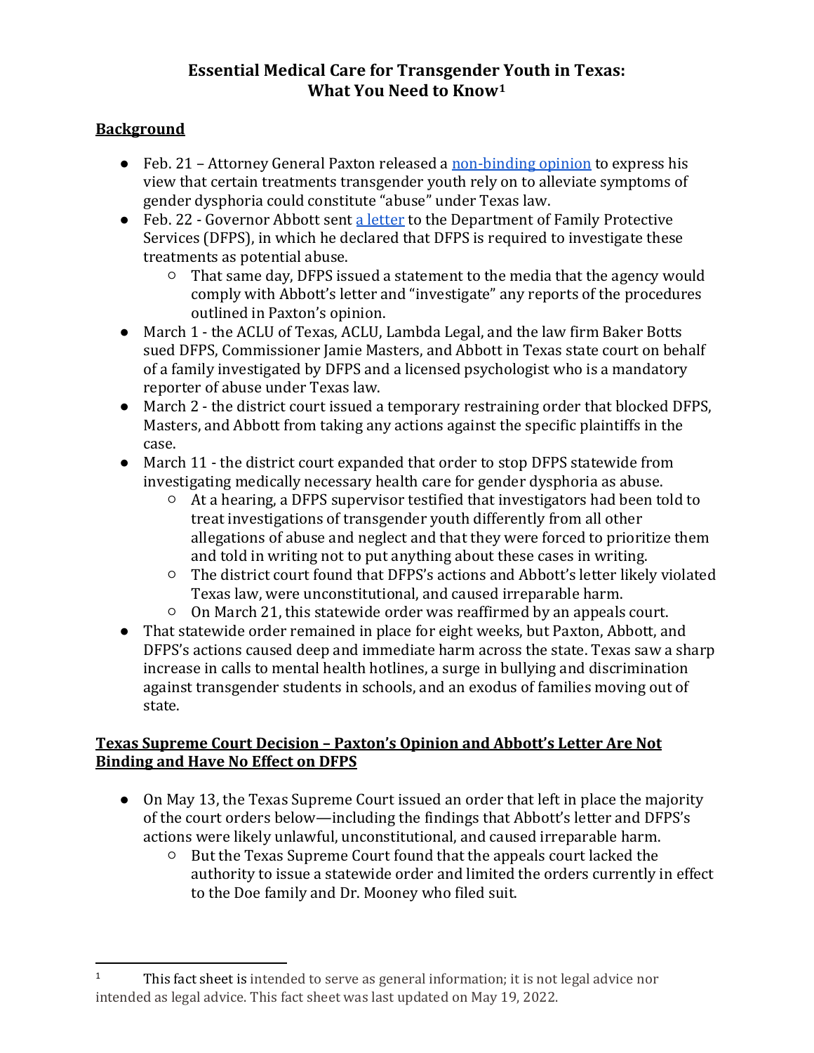# Essential Medical Care for Transgender Youth in Texas: What You Need to Know[1]

## Background

- Feb. 21 – Attorney General Paxton released a non-binding opinion to express his view that certain treatments transgender youth rely on to alleviate symptoms of gender dysphoria could constitute "abuse" under Texas law.
- Feb. 22 - Governor Abbott sent a letter to the Department of Family Protective Services (DFPS), in which he declared that DFPS is required to investigate these treatments as potential abuse.
  - That same day, DFPS issued a statement to the media that the agency would comply with Abbott's letter and "investigate" any reports of the procedures outlined in Paxton's opinion.
- March 1 - the ACLU of Texas, ACLU, Lambda Legal, and the law firm Baker Botts sued DFPS, Commissioner Jamie Masters, and Abbott in Texas state court on behalf of a family investigated by DFPS and a licensed psychologist who is a mandatory reporter of abuse under Texas law.
- March 2 - the district court issued a temporary restraining order that blocked DFPS, Masters, and Abbott from taking any actions against the specific plaintiffs in the case.
- March 11 - the district court expanded that order to stop DFPS statewide from investigating medically necessary health care for gender dysphoria as abuse.
  - At a hearing, a DFPS supervisor testified that investigators had been told to treat investigations of transgender youth differently from all other allegations of abuse and neglect and that they were forced to prioritize them and told in writing not to put anything about these cases in writing.
  - The district court found that DFPS's actions and Abbott's letter likely violated Texas law, were unconstitutional, and caused irreparable harm.
  - On March 21, this statewide order was reaffirmed by an appeals court.
- That statewide order remained in place for eight weeks, but Paxton, Abbott, and DFPS's actions caused deep and immediate harm across the state. Texas saw a sharp increase in calls to mental health hotlines, a surge in bullying and discrimination against transgender students in schools, and an exodus of families moving out of state.

## Texas Supreme Court Decision – Paxton's Opinion and Abbott's Letter Are Not Binding and Have No Effect on DFPS

- On May 13, the Texas Supreme Court issued an order that left in place the majority of the court orders below—including the findings that Abbott's letter and DFPS's actions were likely unlawful, unconstitutional, and caused irreparable harm.
  - But the Texas Supreme Court found that the appeals court lacked the authority to issue a statewide order and limited the orders currently in effect to the Doe family and Dr. Mooney who filed suit.

---

[1] This fact sheet is intended to serve as general information; it is not legal advice nor intended as legal advice. This fact sheet was last updated on May 19, 2022.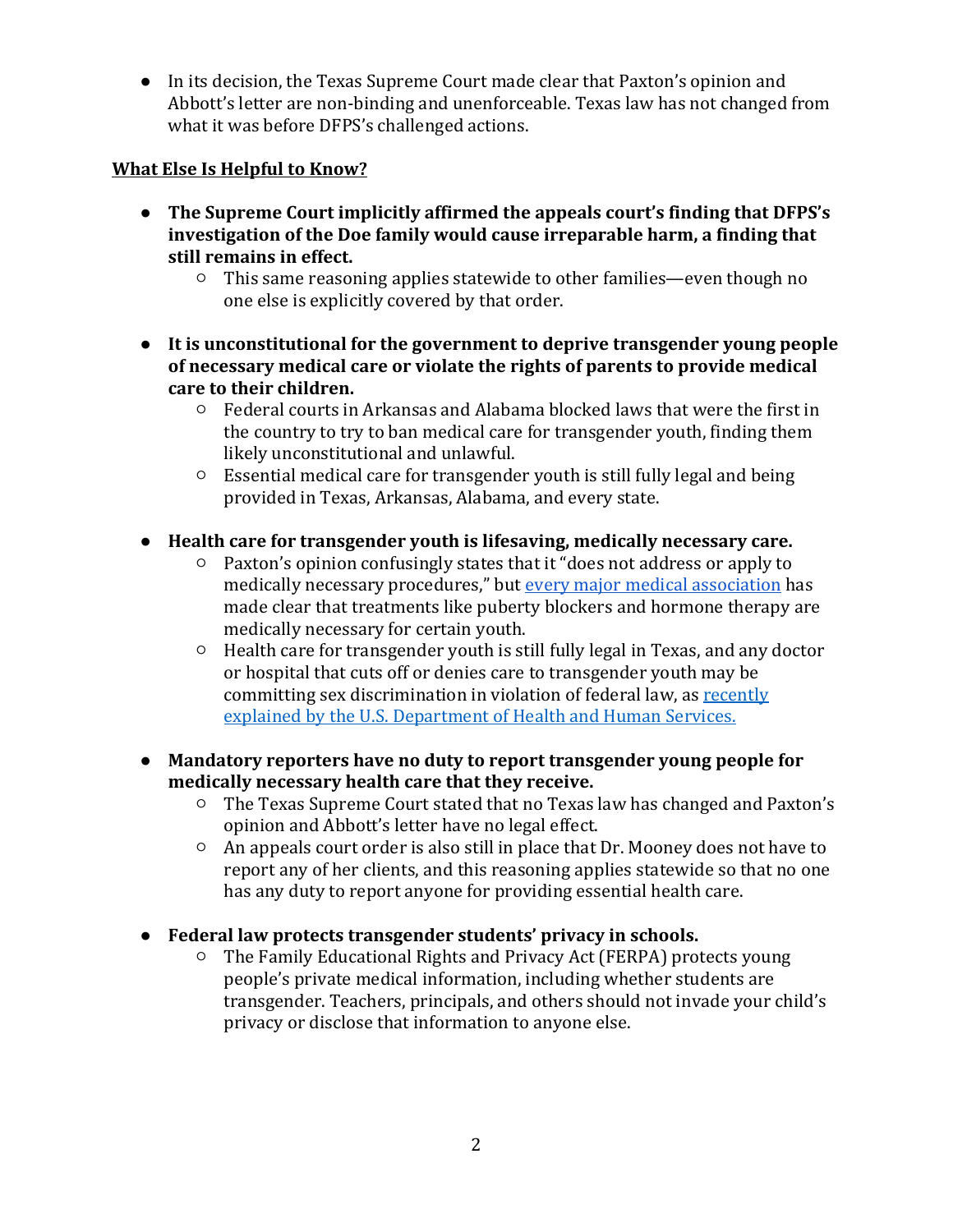- In its decision, the Texas Supreme Court made clear that Paxton's opinion and Abbott's letter are non-binding and unenforceable. Texas law has not changed from what it was before DFPS's challenged actions.

## What Else Is Helpful to Know?

- **The Supreme Court implicitly affirmed the appeals court's finding that DFPS's investigation of the Doe family would cause irreparable harm, a finding that still remains in effect.**
  - This same reasoning applies statewide to other families—even though no one else is explicitly covered by that order.

- **It is unconstitutional for the government to deprive transgender young people of necessary medical care or violate the rights of parents to provide medical care to their children.**
  - Federal courts in Arkansas and Alabama blocked laws that were the first in the country to try to ban medical care for transgender youth, finding them likely unconstitutional and unlawful.
  - Essential medical care for transgender youth is still fully legal and being provided in Texas, Arkansas, Alabama, and every state.

- **Health care for transgender youth is lifesaving, medically necessary care.**
  - Paxton's opinion confusingly states that it "does not address or apply to medically necessary procedures," but every major medical association has made clear that treatments like puberty blockers and hormone therapy are medically necessary for certain youth.
  - Health care for transgender youth is still fully legal in Texas, and any doctor or hospital that cuts off or denies care to transgender youth may be committing sex discrimination in violation of federal law, as recently explained by the U.S. Department of Health and Human Services.

- **Mandatory reporters have no duty to report transgender young people for medically necessary health care that they receive.**
  - The Texas Supreme Court stated that no Texas law has changed and Paxton's opinion and Abbott's letter have no legal effect.
  - An appeals court order is also still in place that Dr. Mooney does not have to report any of her clients, and this reasoning applies statewide so that no one has any duty to report anyone for providing essential health care.

- **Federal law protects transgender students' privacy in schools.**
  - The Family Educational Rights and Privacy Act (FERPA) protects young people's private medical information, including whether students are transgender. Teachers, principals, and others should not invade your child's privacy or disclose that information to anyone else.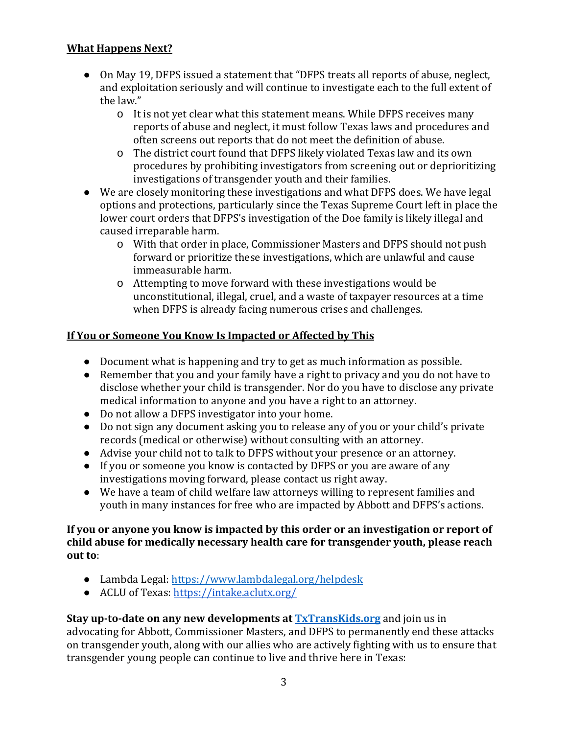**What Happens Next?**

- On May 19, DFPS issued a statement that "DFPS treats all reports of abuse, neglect, and exploitation seriously and will continue to investigate each to the full extent of the law."
    - It is not yet clear what this statement means. While DFPS receives many reports of abuse and neglect, it must follow Texas laws and procedures and often screens out reports that do not meet the definition of abuse.
    - The district court found that DFPS likely violated Texas law and its own procedures by prohibiting investigators from screening out or deprioritizing investigations of transgender youth and their families.
- We are closely monitoring these investigations and what DFPS does. We have legal options and protections, particularly since the Texas Supreme Court left in place the lower court orders that DFPS's investigation of the Doe family is likely illegal and caused irreparable harm.
    - With that order in place, Commissioner Masters and DFPS should not push forward or prioritize these investigations, which are unlawful and cause immeasurable harm.
    - Attempting to move forward with these investigations would be unconstitutional, illegal, cruel, and a waste of taxpayer resources at a time when DFPS is already facing numerous crises and challenges.

**If You or Someone You Know Is Impacted or Affected by This**

- Document what is happening and try to get as much information as possible.
- Remember that you and your family have a right to privacy and you do not have to disclose whether your child is transgender. Nor do you have to disclose any private medical information to anyone and you have a right to an attorney.
- Do not allow a DFPS investigator into your home.
- Do not sign any document asking you to release any of you or your child's private records (medical or otherwise) without consulting with an attorney.
- Advise your child not to talk to DFPS without your presence or an attorney.
- If you or someone you know is contacted by DFPS or you are aware of any investigations moving forward, please contact us right away.
- We have a team of child welfare law attorneys willing to represent families and youth in many instances for free who are impacted by Abbott and DFPS's actions.

**If you or anyone you know is impacted by this order or an investigation or report of child abuse for medically necessary health care for transgender youth, please reach out to**:

- Lambda Legal: [https://www.lambdalegal.org/helpdesk](https://www.lambdalegal.org/helpdesk)
- ACLU of Texas: [https://intake.aclutx.org/](https://intake.aclutx.org/)

**Stay up-to-date on any new developments at [TxTransKids.org](https://TxTransKids.org)** and join us in advocating for Abbott, Commissioner Masters, and DFPS to permanently end these attacks on transgender youth, along with our allies who are actively fighting with us to ensure that transgender young people can continue to live and thrive here in Texas: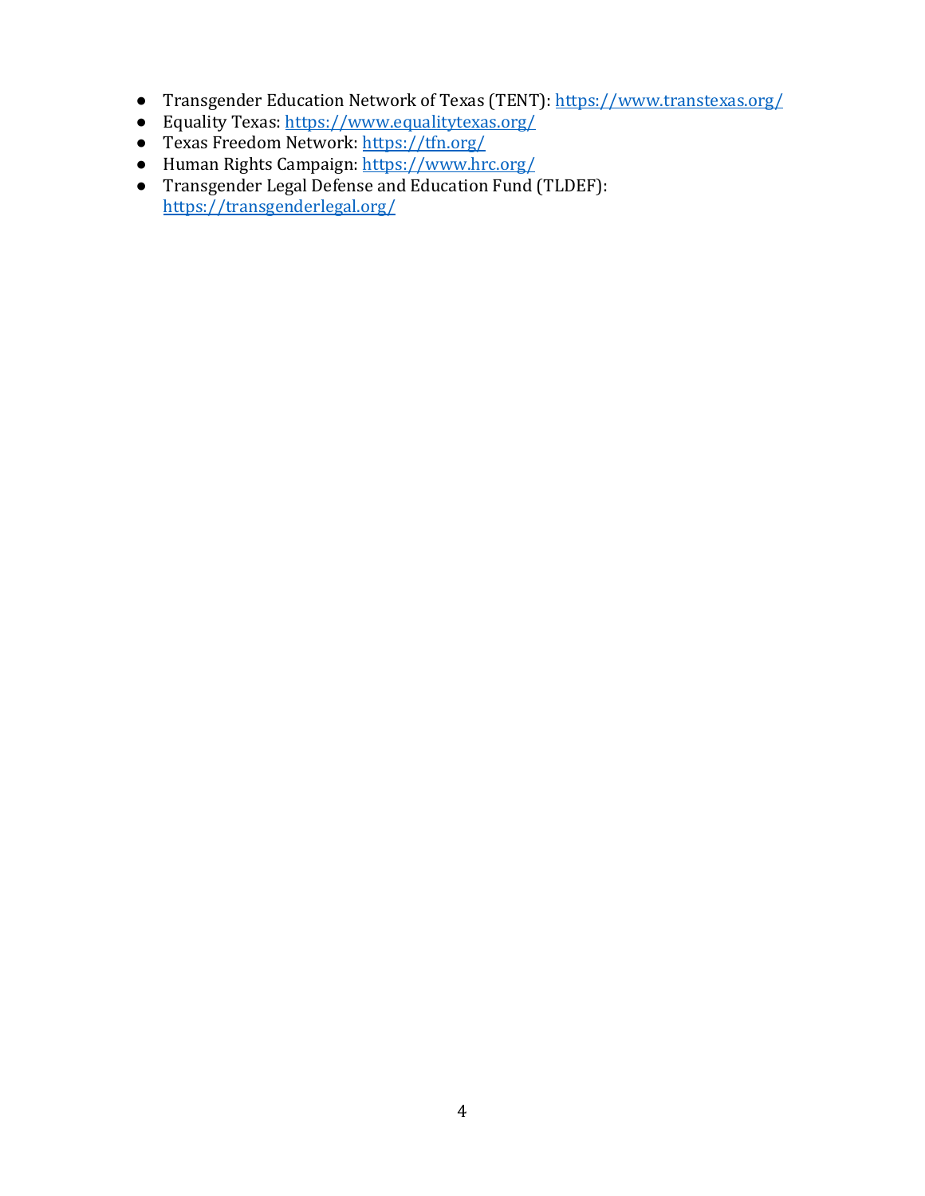- Transgender Education Network of Texas (TENT): https://www.transtexas.org/
- Equality Texas: https://www.equalitytexas.org/
- Texas Freedom Network: https://tfn.org/
- Human Rights Campaign: https://www.hrc.org/
- Transgender Legal Defense and Education Fund (TLDEF): https://transgenderlegal.org/